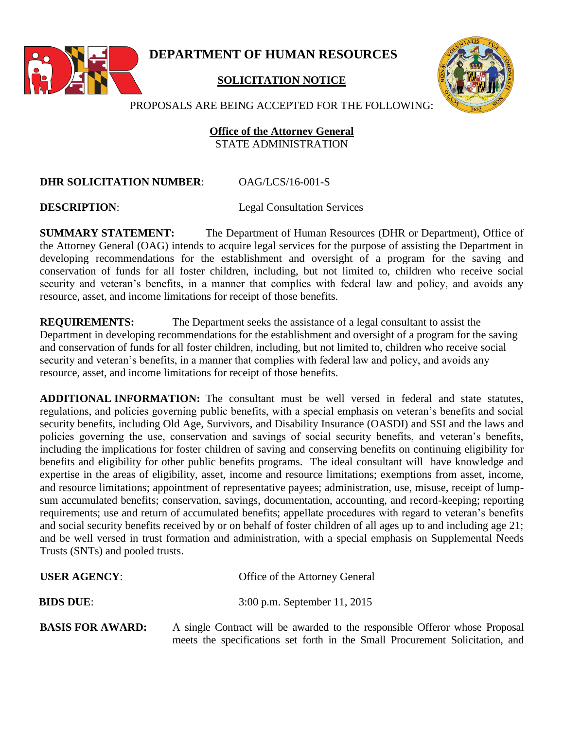# DEPARTMENT OF HUMAN RESOURCES

## SOLICITATION NOTICE

PROPOSALS ARE BEING ACCEPTED FOR THE FOLLOWING:

**Office of the Attorney General**
STATE ADMINISTRATION

**DHR SOLICITATION NUMBER**: OAG/LCS/16-001-S

**DESCRIPTION**: Legal Consultation Services

**SUMMARY STATEMENT:** The Department of Human Resources (DHR or Department), Office of the Attorney General (OAG) intends to acquire legal services for the purpose of assisting the Department in developing recommendations for the establishment and oversight of a program for the saving and conservation of funds for all foster children, including, but not limited to, children who receive social security and veteran's benefits, in a manner that complies with federal law and policy, and avoids any resource, asset, and income limitations for receipt of those benefits.

**REQUIREMENTS:** The Department seeks the assistance of a legal consultant to assist the Department in developing recommendations for the establishment and oversight of a program for the saving and conservation of funds for all foster children, including, but not limited to, children who receive social security and veteran's benefits, in a manner that complies with federal law and policy, and avoids any resource, asset, and income limitations for receipt of those benefits.

**ADDITIONAL INFORMATION:** The consultant must be well versed in federal and state statutes, regulations, and policies governing public benefits, with a special emphasis on veteran's benefits and social security benefits, including Old Age, Survivors, and Disability Insurance (OASDI) and SSI and the laws and policies governing the use, conservation and savings of social security benefits, and veteran's benefits, including the implications for foster children of saving and conserving benefits on continuing eligibility for benefits and eligibility for other public benefits programs. The ideal consultant will have knowledge and expertise in the areas of eligibility, asset, income and resource limitations; exemptions from asset, income, and resource limitations; appointment of representative payees; administration, use, misuse, receipt of lump-sum accumulated benefits; conservation, savings, documentation, accounting, and record-keeping; reporting requirements; use and return of accumulated benefits; appellate procedures with regard to veteran's benefits and social security benefits received by or on behalf of foster children of all ages up to and including age 21; and be well versed in trust formation and administration, with a special emphasis on Supplemental Needs Trusts (SNTs) and pooled trusts.

**USER AGENCY**: Office of the Attorney General

**BIDS DUE**: 3:00 p.m. September 11, 2015

**BASIS FOR AWARD:** A single Contract will be awarded to the responsible Offeror whose Proposal meets the specifications set forth in the Small Procurement Solicitation, and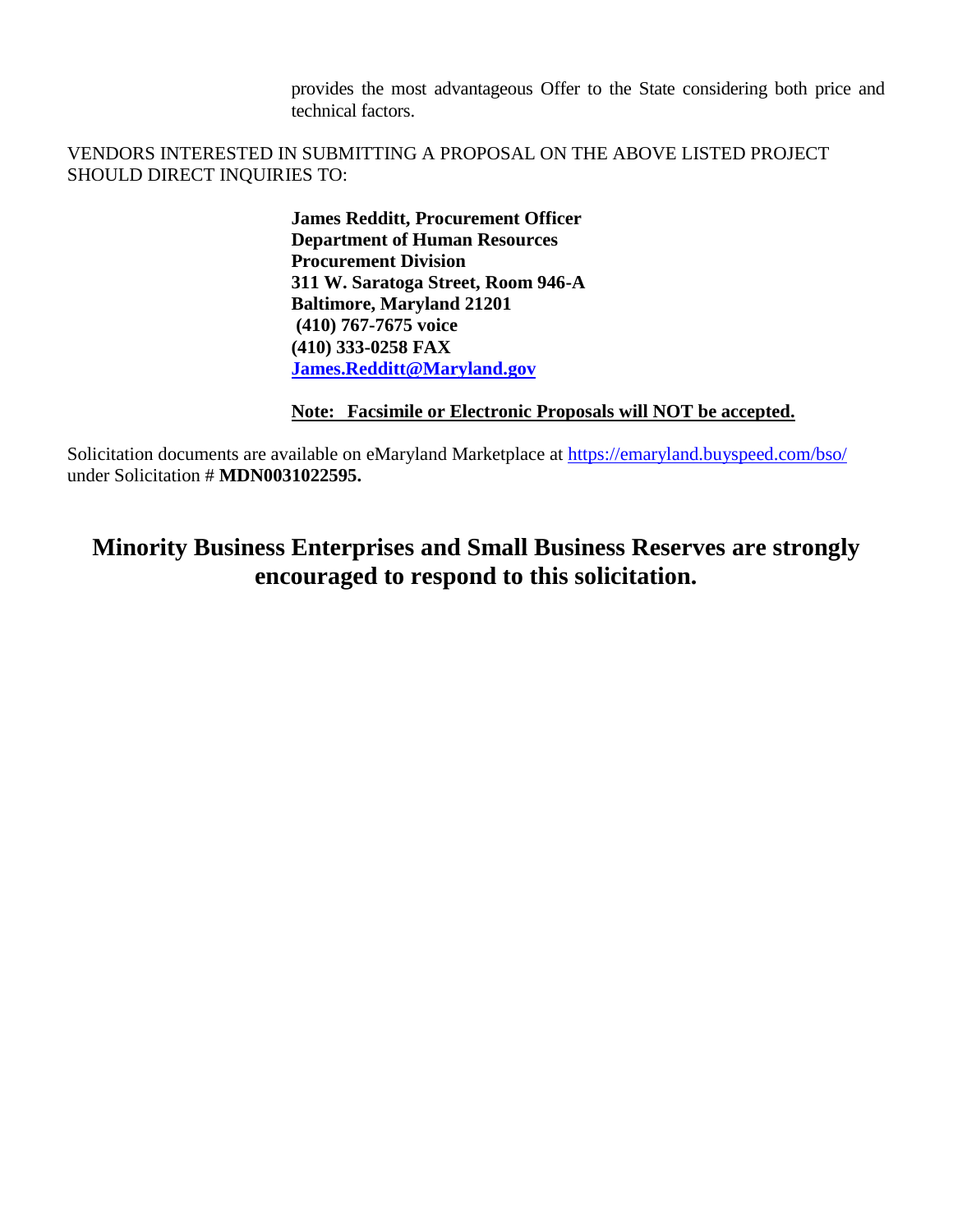provides the most advantageous Offer to the State considering both price and technical factors.

VENDORS INTERESTED IN SUBMITTING A PROPOSAL ON THE ABOVE LISTED PROJECT SHOULD DIRECT INQUIRIES TO:

**James Redditt, Procurement Officer**  
**Department of Human Resources**  
**Procurement Division**  
**311 W. Saratoga Street, Room 946-A**  
**Baltimore, Maryland 21201**  
**(410) 767-7675 voice**  
**(410) 333-0258 FAX**  
**[James.Redditt@Maryland.gov](mailto:James.Redditt@Maryland.gov)**

**<u>Note: Facsimile or Electronic Proposals will NOT be accepted.</u>**

Solicitation documents are available on eMaryland Marketplace at [https://emaryland.buyspeed.com/bso/](https://emaryland.buyspeed.com/bso/) under Solicitation # **MDN0031022595.**

## Minority Business Enterprises and Small Business Reserves are strongly encouraged to respond to this solicitation.